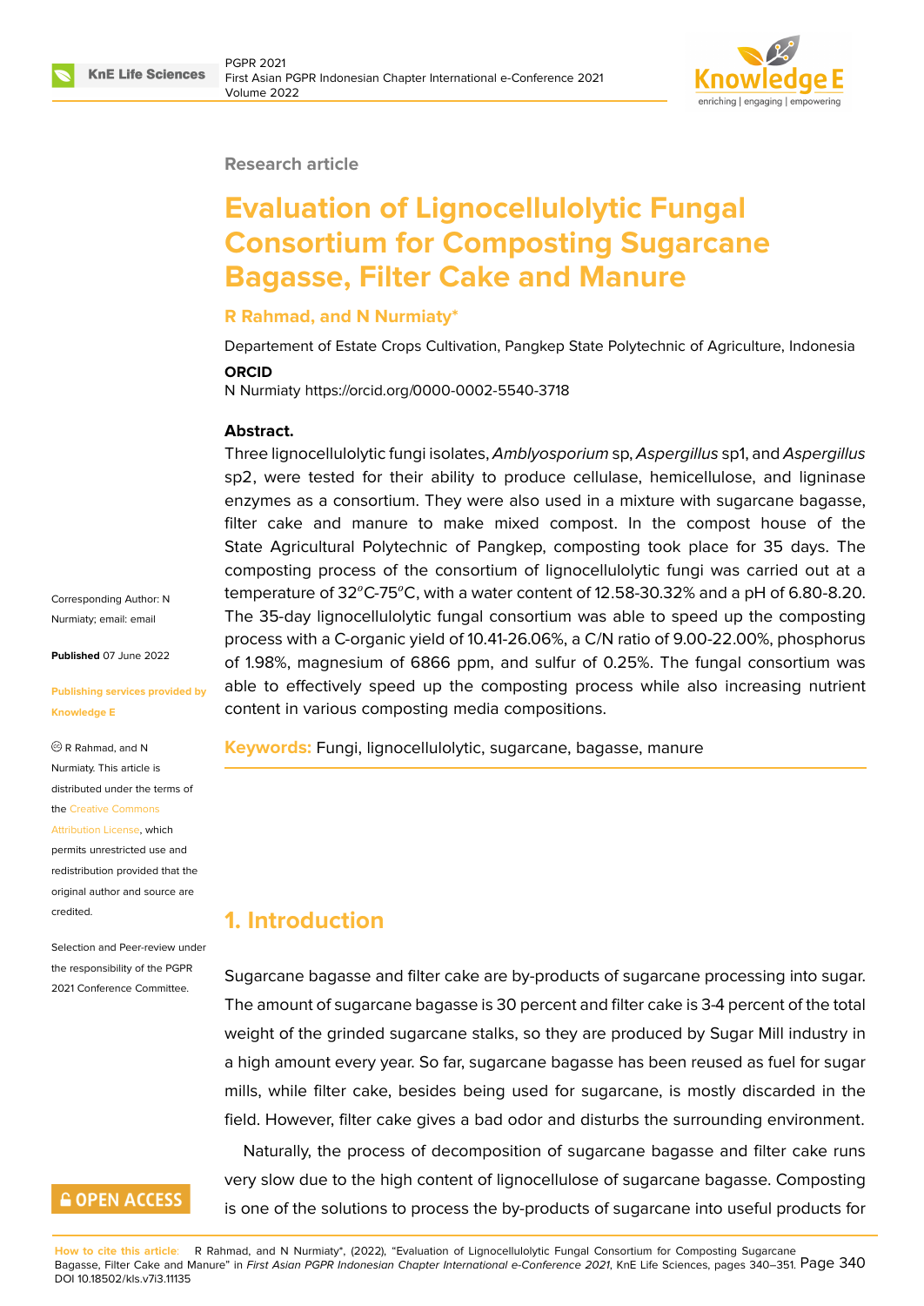Research article

# Evaluation of Lignocellulolytic Fungal Consortium for Composting Sugarcane Bagasse, Filter Cake and Manure

**R Rahmad, and N Nurmiaty***

Departement of Estate Crops Cultivation, Pangkep State Polytechnic of Agriculture, Indonesia

**ORCID**

N Nurmiaty https://orcid.org/0000-0002-5540-3718

Corresponding Author: N Nurmiaty; email: email

**Published** 07 June 2022

**Publishing services provided by Knowledge E**

© R Rahmad, and N Nurmiaty. This article is distributed under the terms of the Creative Commons Attribution License, which permits unrestricted use and redistribution provided that the original author and source are credited.

Selection and Peer-review under the responsibility of the PGPR 2021 Conference Committee.

**Abstract.**

Three lignocellulolytic fungi isolates, *Amblyosporium* sp, *Aspergillus* sp1, and *Aspergillus* sp2, were tested for their ability to produce cellulase, hemicellulose, and ligninase enzymes as a consortium. They were also used in a mixture with sugarcane bagasse, filter cake and manure to make mixed compost. In the compost house of the State Agricultural Polytechnic of Pangkep, composting took place for 35 days. The composting process of the consortium of lignocellulolytic fungi was carried out at a temperature of $32^oC$-$75^oC$, with a water content of 12.58-30.32% and a pH of 6.80-8.20. The 35-day lignocellulolytic fungal consortium was able to speed up the composting process with a C-organic yield of 10.41-26.06%, a C/N ratio of 9.00-22.00%, phosphorus of 1.98%, magnesium of 6866 ppm, and sulfur of 0.25%. The fungal consortium was able to effectively speed up the composting process while also increasing nutrient content in various composting media compositions.

**Keywords:** Fungi, lignocellulolytic, sugarcane, bagasse, manure

## 1. Introduction

Sugarcane bagasse and filter cake are by-products of sugarcane processing into sugar. The amount of sugarcane bagasse is 30 percent and filter cake is 3-4 percent of the total weight of the grinded sugarcane stalks, so they are produced by Sugar Mill industry in a high amount every year. So far, sugarcane bagasse has been reused as fuel for sugar mills, while filter cake, besides being used for sugarcane, is mostly discarded in the field. However, filter cake gives a bad odor and disturbs the surrounding environment.

Naturally, the process of decomposition of sugarcane bagasse and filter cake runs very slow due to the high content of lignocellulose of sugarcane bagasse. Composting is one of the solutions to process the by-products of sugarcane into useful products for

**How to cite this article:** R Rahmad, and N Nurmiaty*, (2022), "Evaluation of Lignocellulolytic Fungal Consortium for Composting Sugarcane Bagasse, Filter Cake and Manure" in *First Asian PGPR Indonesian Chapter International e-Conference 2021*, KnE Life Sciences, pages 340–351. DOI 10.18502/kls.v7i3.11135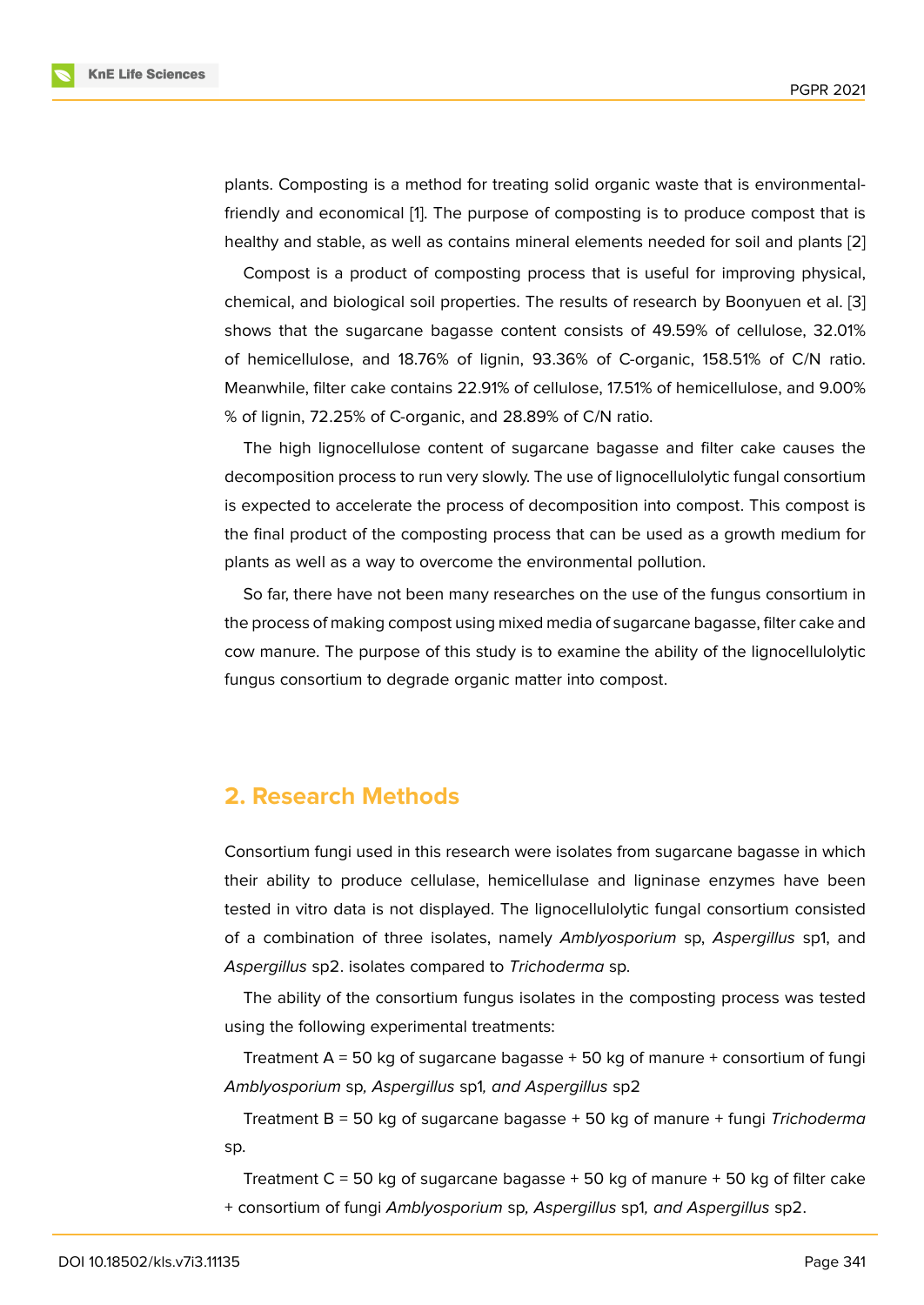plants. Composting is a method for treating solid organic waste that is environmental-friendly and economical [1]. The purpose of composting is to produce compost that is healthy and stable, as well as contains mineral elements needed for soil and plants [2]

Compost is a product of composting process that is useful for improving physical, chemical, and biological soil properties. The results of research by Boonyuen et al. [3] shows that the sugarcane bagasse content consists of 49.59% of cellulose, 32.01% of hemicellulose, and 18.76% of lignin, 93.36% of C-organic, 158.51% of C/N ratio. Meanwhile, filter cake contains 22.91% of cellulose, 17.51% of hemicellulose, and 9.00% % of lignin, 72.25% of C-organic, and 28.89% of C/N ratio.

The high lignocellulose content of sugarcane bagasse and filter cake causes the decomposition process to run very slowly. The use of lignocellulolytic fungal consortium is expected to accelerate the process of decomposition into compost. This compost is the final product of the composting process that can be used as a growth medium for plants as well as a way to overcome the environmental pollution.

So far, there have not been many researches on the use of the fungus consortium in the process of making compost using mixed media of sugarcane bagasse, filter cake and cow manure. The purpose of this study is to examine the ability of the lignocellulolytic fungus consortium to degrade organic matter into compost.

## 2. Research Methods

Consortium fungi used in this research were isolates from sugarcane bagasse in which their ability to produce cellulase, hemicellulase and ligninase enzymes have been tested in vitro data is not displayed. The lignocellulolytic fungal consortium consisted of a combination of three isolates, namely *Amblyosporium* sp, *Aspergillus* sp1, and *Aspergillus* sp2. isolates compared to *Trichoderma* sp.

The ability of the consortium fungus isolates in the composting process was tested using the following experimental treatments:

Treatment A = 50 kg of sugarcane bagasse + 50 kg of manure + consortium of fungi *Amblyosporium* sp*, Aspergillus* sp1*, and Aspergillus* sp2

Treatment B = 50 kg of sugarcane bagasse + 50 kg of manure + fungi *Trichoderma* sp.

Treatment C = 50 kg of sugarcane bagasse + 50 kg of manure + 50 kg of filter cake + consortium of fungi *Amblyosporium* sp*, Aspergillus* sp1*, and Aspergillus* sp2.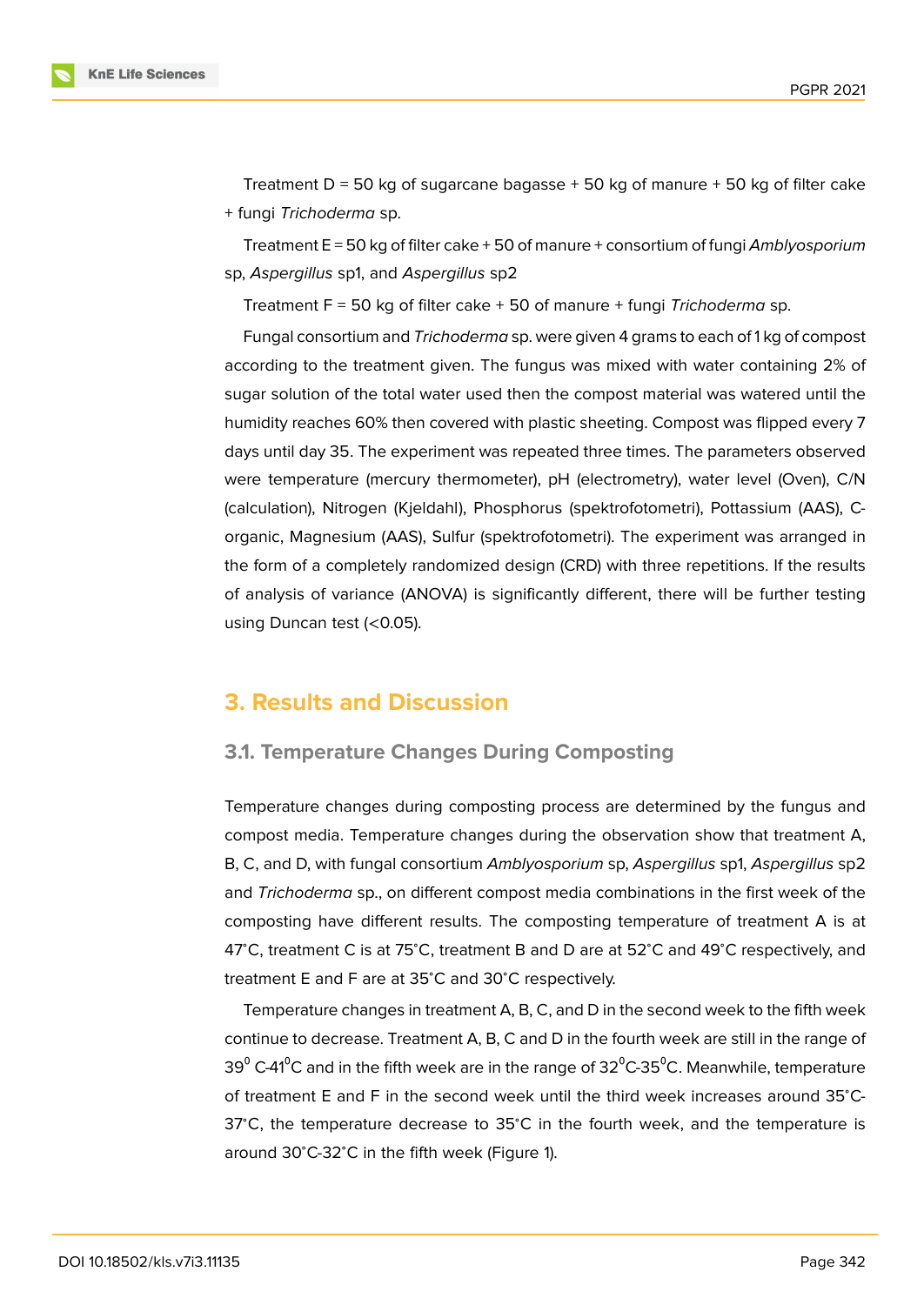Treatment D = 50 kg of sugarcane bagasse + 50 kg of manure + 50 kg of filter cake + fungi *Trichoderma* sp.

Treatment E = 50 kg of filter cake + 50 of manure + consortium of fungi *Amblyosporium* sp, *Aspergillus* sp1, and *Aspergillus* sp2

Treatment F = 50 kg of filter cake + 50 of manure + fungi *Trichoderma* sp.

Fungal consortium and *Trichoderma* sp. were given 4 grams to each of 1 kg of compost according to the treatment given. The fungus was mixed with water containing 2% of sugar solution of the total water used then the compost material was watered until the humidity reaches 60% then covered with plastic sheeting. Compost was flipped every 7 days until day 35. The experiment was repeated three times. The parameters observed were temperature (mercury thermometer), pH (electrometry), water level (Oven), C/N (calculation), Nitrogen (Kjeldahl), Phosphorus (spektrofotometri), Pottassium (AAS), C-organic, Magnesium (AAS), Sulfur (spektrofotometri). The experiment was arranged in the form of a completely randomized design (CRD) with three repetitions. If the results of analysis of variance (ANOVA) is significantly different, there will be further testing using Duncan test (<0.05).

## 3. Results and Discussion

### 3.1. Temperature Changes During Composting

Temperature changes during composting process are determined by the fungus and compost media. Temperature changes during the observation show that treatment A, B, C, and D, with fungal consortium *Amblyosporium* sp, *Aspergillus* sp1, *Aspergillus* sp2 and *Trichoderma* sp., on different compost media combinations in the first week of the composting have different results. The composting temperature of treatment A is at 47˚C, treatment C is at 75˚C, treatment B and D are at 52˚C and 49˚C respectively, and treatment E and F are at 35˚C and 30˚C respectively.

Temperature changes in treatment A, B, C, and D in the second week to the fifth week continue to decrease. Treatment A, B, C and D in the fourth week are still in the range of $39^0$ C-$41^0$C and in the fifth week are in the range of $32^0$C-$35^0$C. Meanwhile, temperature of treatment E and F in the second week until the third week increases around 35˚C-37˚C, the temperature decrease to 35˚C in the fourth week, and the temperature is around 30˚C-32˚C in the fifth week (Figure 1).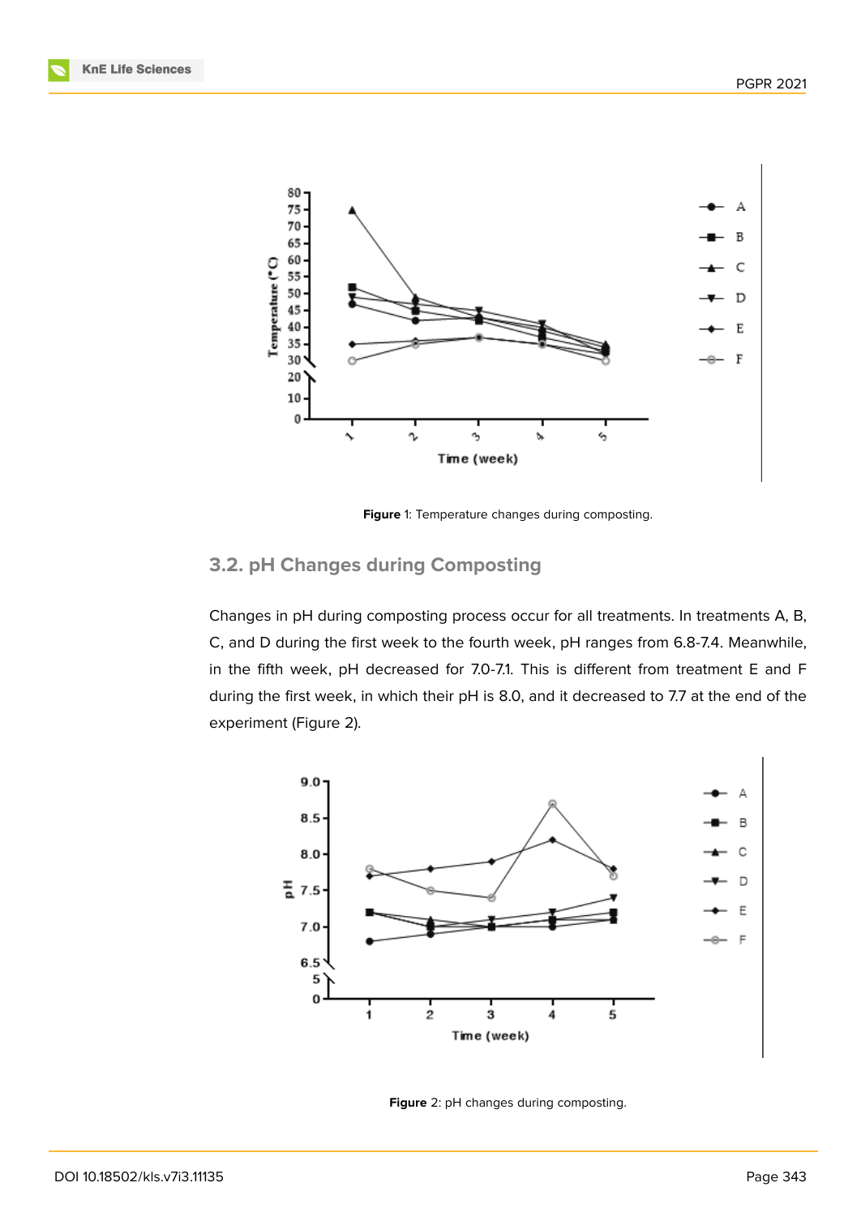Figure 1: Temperature changes during composting.

## 3.2. pH Changes during Composting

Changes in pH during composting process occur for all treatments. In treatments A, B, C, and D during the first week to the fourth week, pH ranges from 6.8-7.4. Meanwhile, in the fifth week, pH decreased for 7.0-7.1. This is different from treatment E and F during the first week, in which their pH is 8.0, and it decreased to 7.7 at the end of the experiment (Figure 2).

Figure 2: pH changes during composting.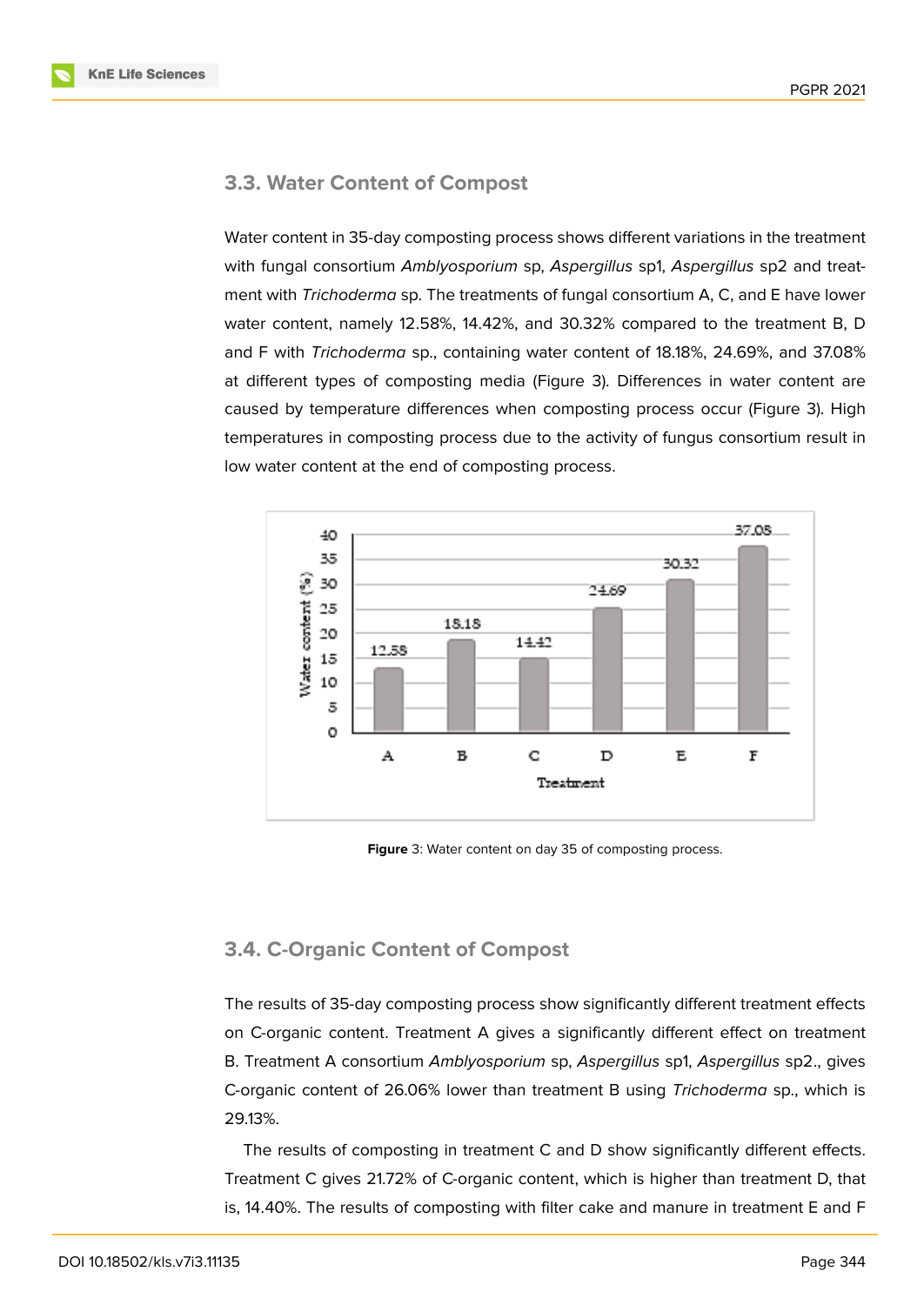### 3.3. Water Content of Compost

Water content in 35-day composting process shows different variations in the treatment with fungal consortium *Amblyosporium* sp, *Aspergillus* sp1, *Aspergillus* sp2 and treatment with *Trichoderma* sp. The treatments of fungal consortium A, C, and E have lower water content, namely 12.58%, 14.42%, and 30.32% compared to the treatment B, D and F with *Trichoderma* sp., containing water content of 18.18%, 24.69%, and 37.08% at different types of composting media (Figure 3). Differences in water content are caused by temperature differences when composting process occur (Figure 3). High temperatures in composting process due to the activity of fungus consortium result in low water content at the end of composting process.

**Figure** 3: Water content on day 35 of composting process.

### 3.4. C-Organic Content of Compost

The results of 35-day composting process show significantly different treatment effects on C-organic content. Treatment A gives a significantly different effect on treatment B. Treatment A consortium *Amblyosporium* sp, *Aspergillus* sp1, *Aspergillus* sp2., gives C-organic content of 26.06% lower than treatment B using *Trichoderma* sp., which is 29.13%.

The results of composting in treatment C and D show significantly different effects. Treatment C gives 21.72% of C-organic content, which is higher than treatment D, that is, 14.40%. The results of composting with filter cake and manure in treatment E and F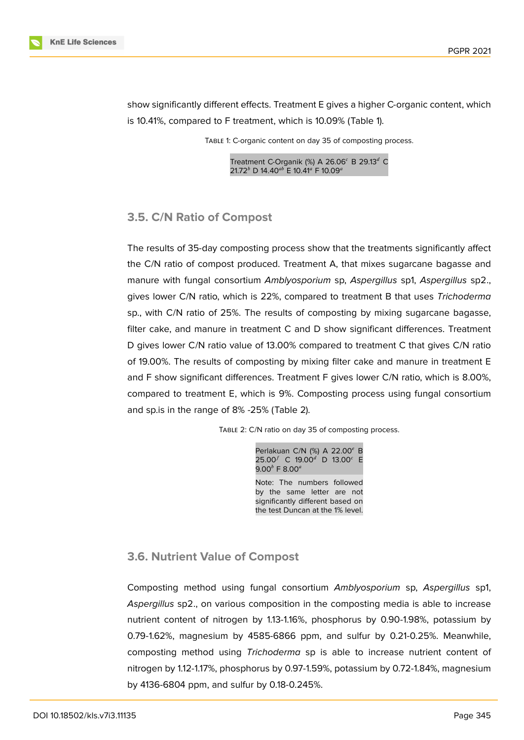show significantly different effects. Treatment E gives a higher C-organic content, which is 10.41%, compared to F treatment, which is 10.09% (Table 1).

Table 1: C-organic content on day 35 of composting process.

| Treatment | C-Organik (%) |
|---|---|
| A | 26.06$^{c}$ |
| B | 29.13$^{d}$ |
| C | 21.72$^{b}$ |
| D | 14.40$^{ab}$ |
| E | 10.41$^{a}$ |
| F | 10.09$^{a}$ |

### 3.5. C/N Ratio of Compost

The results of 35-day composting process show that the treatments significantly affect the C/N ratio of compost produced. Treatment A, that mixes sugarcane bagasse and manure with fungal consortium *Amblyosporium* sp, *Aspergillus* sp1, *Aspergillus* sp2., gives lower C/N ratio, which is 22%, compared to treatment B that uses *Trichoderma* sp., with C/N ratio of 25%. The results of composting by mixing sugarcane bagasse, filter cake, and manure in treatment C and D show significant differences. Treatment D gives lower C/N ratio value of 13.00% compared to treatment C that gives C/N ratio of 19.00%. The results of composting by mixing filter cake and manure in treatment E and F show significant differences. Treatment F gives lower C/N ratio, which is 8.00%, compared to treatment E, which is 9%. Composting process using fungal consortium and sp.is in the range of 8% -25% (Table 2).

Table 2: C/N ratio on day 35 of composting process.

| Perlakuan | C/N (%) |
|---|---|
| A | 22.00$^{e}$ |
| B | 25.00$^{f}$ |
| C | 19.00$^{d}$ |
| D | 13.00$^{c}$ |
| E | 9.00$^{b}$ |
| F | 8.00$^{a}$ |

Note: The numbers followed by the same letter are not significantly different based on the test Duncan at the 1% level.

### 3.6. Nutrient Value of Compost

Composting method using fungal consortium *Amblyosporium* sp, *Aspergillus* sp1, *Aspergillus* sp2., on various composition in the composting media is able to increase nutrient content of nitrogen by 1.13-1.16%, phosphorus by 0.90-1.98%, potassium by 0.79-1.62%, magnesium by 4585-6866 ppm, and sulfur by 0.21-0.25%. Meanwhile, composting method using *Trichoderma* sp is able to increase nutrient content of nitrogen by 1.12-1.17%, phosphorus by 0.97-1.59%, potassium by 0.72-1.84%, magnesium by 4136-6804 ppm, and sulfur by 0.18-0.245%.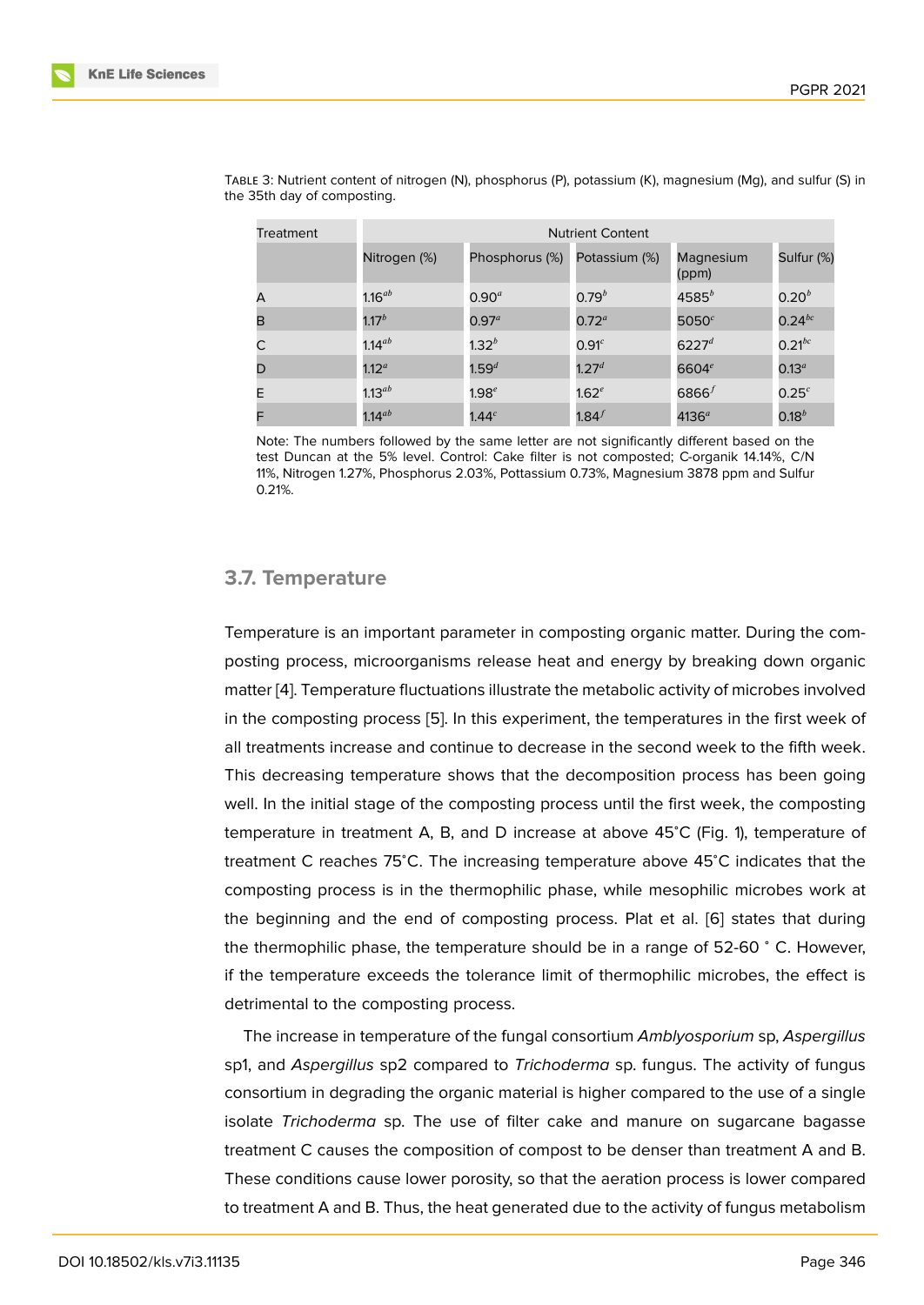Table 3: Nutrient content of nitrogen (N), phosphorus (P), potassium (K), magnesium (Mg), and sulfur (S) in the 35th day of composting.

| Treatment | Nutrient Content | | | | |
|---|---|---|---|---|---|
| | Nitrogen (%) | Phosphorus (%) | Potassium (%) | Magnesium (ppm) | Sulfur (%) |
| A | $1.16^{ab}$ | $0.90^{a}$ | $0.79^{b}$ | $4585^{b}$ | $0.20^{b}$ |
| B | $1.17^{b}$ | $0.97^{a}$ | $0.72^{a}$ | $5050^{c}$ | $0.24^{bc}$ |
| C | $1.14^{ab}$ | $1.32^{b}$ | $0.91^{c}$ | $6227^{d}$ | $0.21^{bc}$ |
| D | $1.12^{a}$ | $1.59^{d}$ | $1.27^{d}$ | $6604^{e}$ | $0.13^{a}$ |
| E | $1.13^{ab}$ | $1.98^{e}$ | $1.62^{e}$ | $6866^{f}$ | $0.25^{c}$ |
| F | $1.14^{ab}$ | $1.44^{c}$ | $1.84^{f}$ | $4136^{a}$ | $0.18^{b}$ |

Note: The numbers followed by the same letter are not significantly different based on the test Duncan at the 5% level. Control: Cake filter is not composted; C-organik 14.14%, C/N 11%, Nitrogen 1.27%, Phosphorus 2.03%, Pottassium 0.73%, Magnesium 3878 ppm and Sulfur 0.21%.

### 3.7. Temperature

Temperature is an important parameter in composting organic matter. During the composting process, microorganisms release heat and energy by breaking down organic matter [4]. Temperature fluctuations illustrate the metabolic activity of microbes involved in the composting process [5]. In this experiment, the temperatures in the first week of all treatments increase and continue to decrease in the second week to the fifth week. This decreasing temperature shows that the decomposition process has been going well. In the initial stage of the composting process until the first week, the composting temperature in treatment A, B, and D increase at above 45°C (Fig. 1), temperature of treatment C reaches 75°C. The increasing temperature above 45°C indicates that the composting process is in the thermophilic phase, while mesophilic microbes work at the beginning and the end of composting process. Plat et al. [6] states that during the thermophilic phase, the temperature should be in a range of 52-60 ° C. However, if the temperature exceeds the tolerance limit of thermophilic microbes, the effect is detrimental to the composting process.

The increase in temperature of the fungal consortium *Amblyosporium* sp, *Aspergillus* sp1, and *Aspergillus* sp2 compared to *Trichoderma* sp. fungus. The activity of fungus consortium in degrading the organic material is higher compared to the use of a single isolate *Trichoderma* sp. The use of filter cake and manure on sugarcane bagasse treatment C causes the composition of compost to be denser than treatment A and B. These conditions cause lower porosity, so that the aeration process is lower compared to treatment A and B. Thus, the heat generated due to the activity of fungus metabolism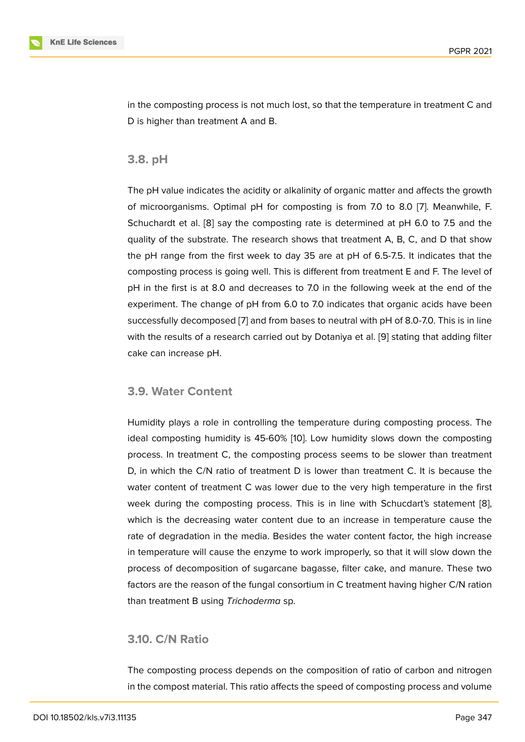in the composting process is not much lost, so that the temperature in treatment C and D is higher than treatment A and B.

### 3.8. pH

The pH value indicates the acidity or alkalinity of organic matter and affects the growth of microorganisms. Optimal pH for composting is from 7.0 to 8.0 [7]. Meanwhile, F. Schuchardt et al. [8] say the composting rate is determined at pH 6.0 to 7.5 and the quality of the substrate. The research shows that treatment A, B, C, and D that show the pH range from the first week to day 35 are at pH of 6.5-7.5. It indicates that the composting process is going well. This is different from treatment E and F. The level of pH in the first is at 8.0 and decreases to 7.0 in the following week at the end of the experiment. The change of pH from 6.0 to 7.0 indicates that organic acids have been successfully decomposed [7] and from bases to neutral with pH of 8.0-7.0. This is in line with the results of a research carried out by Dotaniya et al. [9] stating that adding filter cake can increase pH.

### 3.9. Water Content

Humidity plays a role in controlling the temperature during composting process. The ideal composting humidity is 45-60% [10]. Low humidity slows down the composting process. In treatment C, the composting process seems to be slower than treatment D, in which the C/N ratio of treatment D is lower than treatment C. It is because the water content of treatment C was lower due to the very high temperature in the first week during the composting process. This is in line with Schucdart's statement [8], which is the decreasing water content due to an increase in temperature cause the rate of degradation in the media. Besides the water content factor, the high increase in temperature will cause the enzyme to work improperly, so that it will slow down the process of decomposition of sugarcane bagasse, filter cake, and manure. These two factors are the reason of the fungal consortium in C treatment having higher C/N ration than treatment B using *Trichoderma* sp.

### 3.10. C/N Ratio

The composting process depends on the composition of ratio of carbon and nitrogen in the compost material. This ratio affects the speed of composting process and volume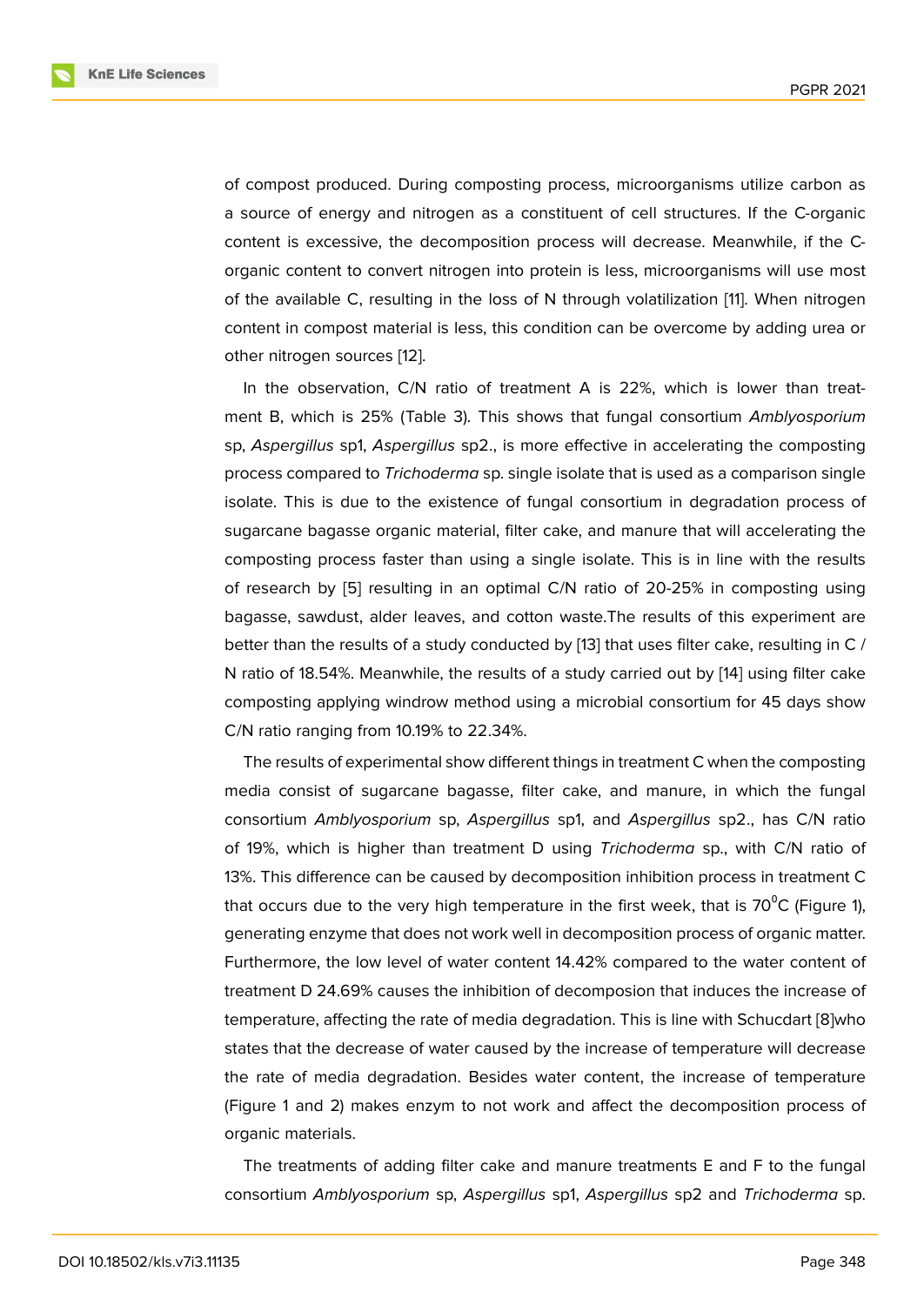of compost produced. During composting process, microorganisms utilize carbon as a source of energy and nitrogen as a constituent of cell structures. If the C-organic content is excessive, the decomposition process will decrease. Meanwhile, if the C-organic content to convert nitrogen into protein is less, microorganisms will use most of the available C, resulting in the loss of N through volatilization [11]. When nitrogen content in compost material is less, this condition can be overcome by adding urea or other nitrogen sources [12].

In the observation, C/N ratio of treatment A is 22%, which is lower than treatment B, which is 25% (Table 3). This shows that fungal consortium *Amblyosporium* sp, *Aspergillus* sp1, *Aspergillus* sp2., is more effective in accelerating the composting process compared to *Trichoderma* sp. single isolate that is used as a comparison single isolate. This is due to the existence of fungal consortium in degradation process of sugarcane bagasse organic material, filter cake, and manure that will accelerating the composting process faster than using a single isolate. This is in line with the results of research by [5] resulting in an optimal C/N ratio of 20-25% in composting using bagasse, sawdust, alder leaves, and cotton waste.The results of this experiment are better than the results of a study conducted by [13] that uses filter cake, resulting in C / N ratio of 18.54%. Meanwhile, the results of a study carried out by [14] using filter cake composting applying windrow method using a microbial consortium for 45 days show C/N ratio ranging from 10.19% to 22.34%.

The results of experimental show different things in treatment C when the composting media consist of sugarcane bagasse, filter cake, and manure, in which the fungal consortium *Amblyosporium* sp, *Aspergillus* sp1, and *Aspergillus* sp2., has C/N ratio of 19%, which is higher than treatment D using *Trichoderma* sp., with C/N ratio of 13%. This difference can be caused by decomposition inhibition process in treatment C that occurs due to the very high temperature in the first week, that is $70^0$C (Figure 1), generating enzyme that does not work well in decomposition process of organic matter. Furthermore, the low level of water content 14.42% compared to the water content of treatment D 24.69% causes the inhibition of decomposion that induces the increase of temperature, affecting the rate of media degradation. This is line with Schucdart [8]who states that the decrease of water caused by the increase of temperature will decrease the rate of media degradation. Besides water content, the increase of temperature (Figure 1 and 2) makes enzym to not work and affect the decomposition process of organic materials.

The treatments of adding filter cake and manure treatments E and F to the fungal consortium *Amblyosporium* sp, *Aspergillus* sp1, *Aspergillus* sp2 and *Trichoderma* sp.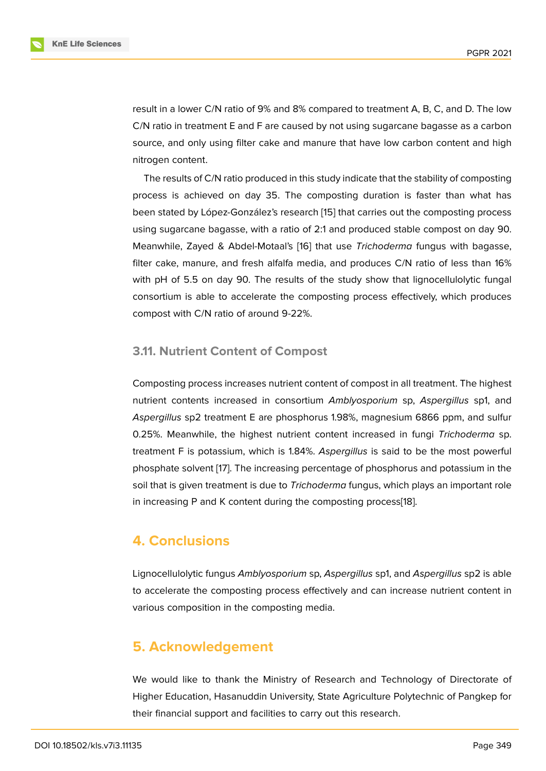result in a lower C/N ratio of 9% and 8% compared to treatment A, B, C, and D. The low C/N ratio in treatment E and F are caused by not using sugarcane bagasse as a carbon source, and only using filter cake and manure that have low carbon content and high nitrogen content.

The results of C/N ratio produced in this study indicate that the stability of composting process is achieved on day 35. The composting duration is faster than what has been stated by López-González's research [15] that carries out the composting process using sugarcane bagasse, with a ratio of 2:1 and produced stable compost on day 90. Meanwhile, Zayed & Abdel-Motaal's [16] that use *Trichoderma* fungus with bagasse, filter cake, manure, and fresh alfalfa media, and produces C/N ratio of less than 16% with pH of 5.5 on day 90. The results of the study show that lignocellulolytic fungal consortium is able to accelerate the composting process effectively, which produces compost with C/N ratio of around 9-22%.

### 3.11. Nutrient Content of Compost

Composting process increases nutrient content of compost in all treatment. The highest nutrient contents increased in consortium *Amblyosporium* sp, *Aspergillus* sp1, and *Aspergillus* sp2 treatment E are phosphorus 1.98%, magnesium 6866 ppm, and sulfur 0.25%. Meanwhile, the highest nutrient content increased in fungi *Trichoderma* sp. treatment F is potassium, which is 1.84%. *Aspergillus* is said to be the most powerful phosphate solvent [17]. The increasing percentage of phosphorus and potassium in the soil that is given treatment is due to *Trichoderma* fungus, which plays an important role in increasing P and K content during the composting process[18].

## 4. Conclusions

Lignocellulolytic fungus *Amblyosporium* sp, *Aspergillus* sp1, and *Aspergillus* sp2 is able to accelerate the composting process effectively and can increase nutrient content in various composition in the composting media.

## 5. Acknowledgement

We would like to thank the Ministry of Research and Technology of Directorate of Higher Education, Hasanuddin University, State Agriculture Polytechnic of Pangkep for their financial support and facilities to carry out this research.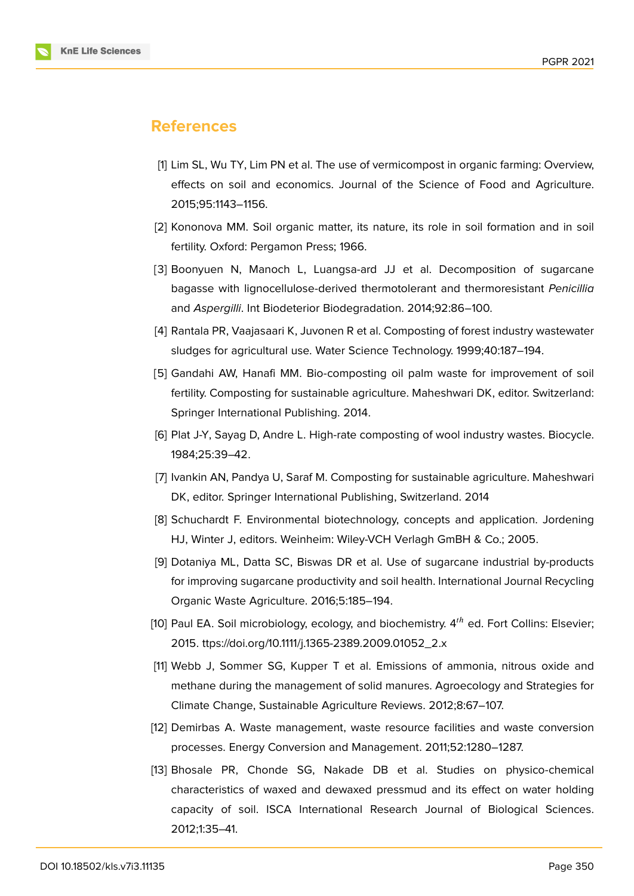## References

[1] Lim SL, Wu TY, Lim PN et al. The use of vermicompost in organic farming: Overview, effects on soil and economics. Journal of the Science of Food and Agriculture. 2015;95:1143–1156.

[2] Kononova MM. Soil organic matter, its nature, its role in soil formation and in soil fertility. Oxford: Pergamon Press; 1966.

[3] Boonyuen N, Manoch L, Luangsa-ard JJ et al. Decomposition of sugarcane bagasse with lignocellulose-derived thermotolerant and thermoresistant *Penicillia* and *Aspergilli*. Int Biodeterior Biodegradation. 2014;92:86–100.

[4] Rantala PR, Vaajasaari K, Juvonen R et al. Composting of forest industry wastewater sludges for agricultural use. Water Science Technology. 1999;40:187–194.

[5] Gandahi AW, Hanafi MM. Bio-composting oil palm waste for improvement of soil fertility. Composting for sustainable agriculture. Maheshwari DK, editor. Switzerland: Springer International Publishing. 2014.

[6] Plat J-Y, Sayag D, Andre L. High-rate composting of wool industry wastes. Biocycle. 1984;25:39–42.

[7] Ivankin AN, Pandya U, Saraf M. Composting for sustainable agriculture. Maheshwari DK, editor. Springer International Publishing, Switzerland. 2014

[8] Schuchardt F. Environmental biotechnology, concepts and application. Jordening HJ, Winter J, editors. Weinheim: Wiley-VCH Verlagh GmBH & Co.; 2005.

[9] Dotaniya ML, Datta SC, Biswas DR et al. Use of sugarcane industrial by-products for improving sugarcane productivity and soil health. International Journal Recycling Organic Waste Agriculture. 2016;5:185–194.

[10] Paul EA. Soil microbiology, ecology, and biochemistry. $4^{th}$ ed. Fort Collins: Elsevier; 2015. ttps://doi.org/10.1111/j.1365-2389.2009.01052_2.x

[11] Webb J, Sommer SG, Kupper T et al. Emissions of ammonia, nitrous oxide and methane during the management of solid manures. Agroecology and Strategies for Climate Change, Sustainable Agriculture Reviews. 2012;8:67–107.

[12] Demirbas A. Waste management, waste resource facilities and waste conversion processes. Energy Conversion and Management. 2011;52:1280–1287.

[13] Bhosale PR, Chonde SG, Nakade DB et al. Studies on physico-chemical characteristics of waxed and dewaxed pressmud and its effect on water holding capacity of soil. ISCA International Research Journal of Biological Sciences. 2012;1:35–41.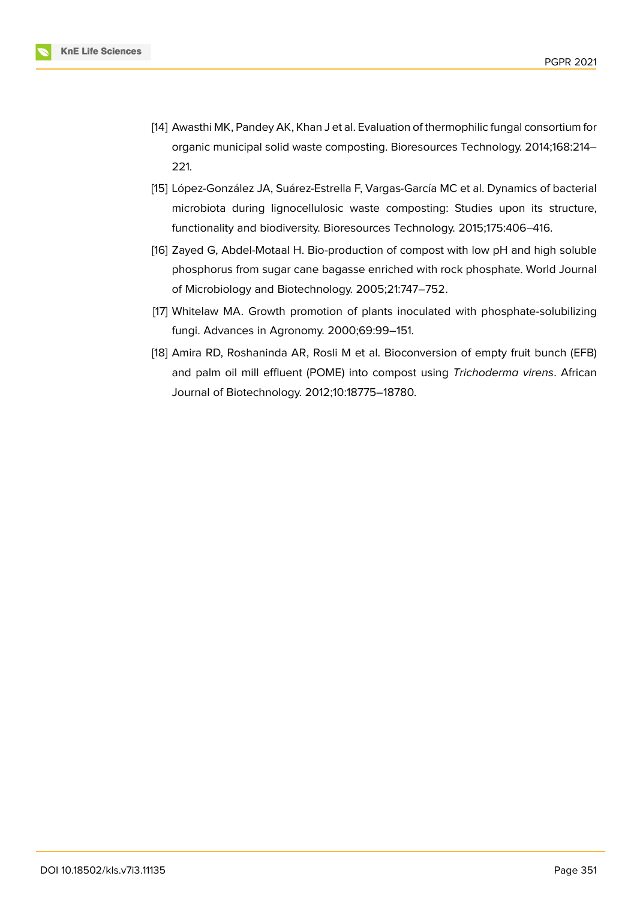[14] Awasthi MK, Pandey AK, Khan J et al. Evaluation of thermophilic fungal consortium for organic municipal solid waste composting. Bioresources Technology. 2014;168:214–221.

[15] López-González JA, Suárez-Estrella F, Vargas-García MC et al. Dynamics of bacterial microbiota during lignocellulosic waste composting: Studies upon its structure, functionality and biodiversity. Bioresources Technology. 2015;175:406–416.

[16] Zayed G, Abdel-Motaal H. Bio-production of compost with low pH and high soluble phosphorus from sugar cane bagasse enriched with rock phosphate. World Journal of Microbiology and Biotechnology. 2005;21:747–752.

[17] Whitelaw MA. Growth promotion of plants inoculated with phosphate-solubilizing fungi. Advances in Agronomy. 2000;69:99–151.

[18] Amira RD, Roshaninda AR, Rosli M et al. Bioconversion of empty fruit bunch (EFB) and palm oil mill effluent (POME) into compost using *Trichoderma virens*. African Journal of Biotechnology. 2012;10:18775–18780.